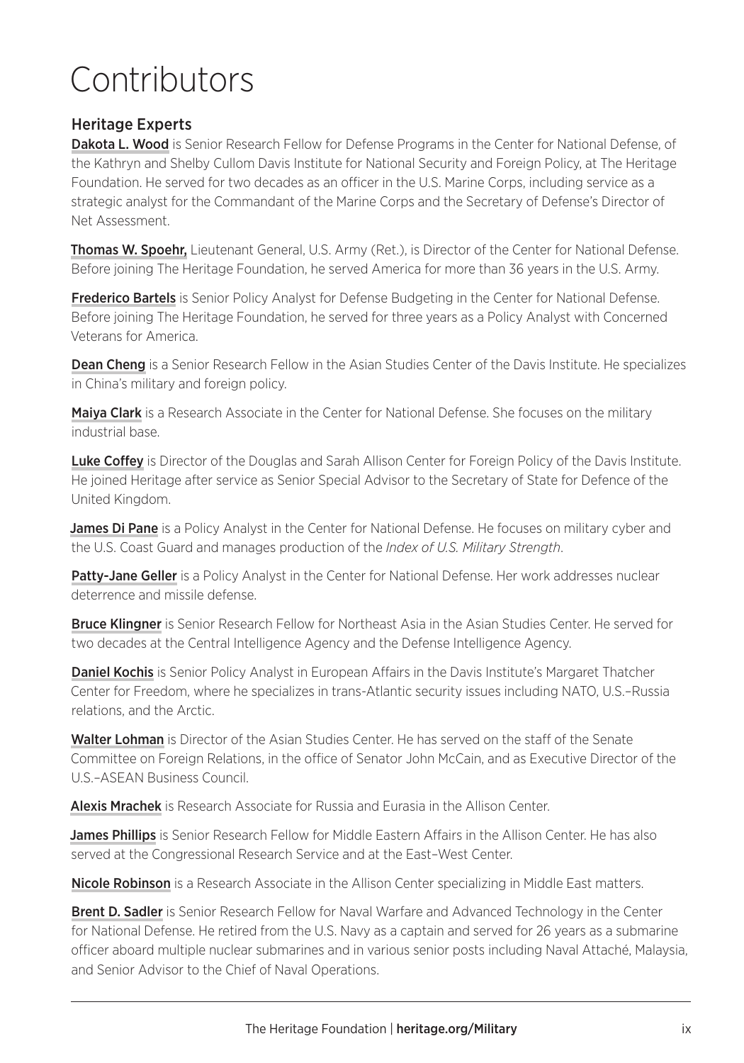# Contributors

## Heritage Experts

**Dakota L. Wood** is Senior Research Fellow for Defense Programs in the Center for National Defense, of the Kathryn and Shelby Cullom Davis Institute for National Security and Foreign Policy, at The Heritage Foundation. He served for two decades as an officer in the U.S. Marine Corps, including service as a strategic analyst for the Commandant of the Marine Corps and the Secretary of Defense's Director of Net Assessment.

**Thomas W. Spoehr,** Lieutenant General, U.S. Army (Ret.), is Director of the Center for National Defense. Before joining The Heritage Foundation, he served America for more than 36 years in the U.S. Army.

**Frederico Bartels** is Senior Policy Analyst for Defense Budgeting in the Center for National Defense. Before joining The Heritage Foundation, he served for three years as a Policy Analyst with Concerned Veterans for America.

**Dean Cheng** is a Senior Research Fellow in the Asian Studies Center of the Davis Institute. He specializes in China's military and foreign policy.

**Maiya Clark** is a Research Associate in the Center for National Defense. She focuses on the military industrial base.

**Luke Coffey** is Director of the Douglas and Sarah Allison Center for Foreign Policy of the Davis Institute. He joined Heritage after service as Senior Special Advisor to the Secretary of State for Defence of the United Kingdom.

**James Di Pane** is a Policy Analyst in the Center for National Defense. He focuses on military cyber and the U.S. Coast Guard and manages production of the *Index of U.S. Military Strength*.

**Patty-Jane Geller** is a Policy Analyst in the Center for National Defense. Her work addresses nuclear deterrence and missile defense.

**Bruce Klingner** is Senior Research Fellow for Northeast Asia in the Asian Studies Center. He served for two decades at the Central Intelligence Agency and the Defense Intelligence Agency.

**Daniel Kochis** is Senior Policy Analyst in European Affairs in the Davis Institute's Margaret Thatcher Center for Freedom, where he specializes in trans-Atlantic security issues including NATO, U.S.–Russia relations, and the Arctic.

**Walter Lohman** is Director of the Asian Studies Center. He has served on the staff of the Senate Committee on Foreign Relations, in the office of Senator John McCain, and as Executive Director of the U.S.–ASEAN Business Council.

**Alexis Mrachek** is Research Associate for Russia and Eurasia in the Allison Center.

**James Phillips** is Senior Research Fellow for Middle Eastern Affairs in the Allison Center. He has also served at the Congressional Research Service and at the East–West Center.

**Nicole Robinson** is a Research Associate in the Allison Center specializing in Middle East matters.

**Brent D. Sadler** is Senior Research Fellow for Naval Warfare and Advanced Technology in the Center for National Defense. He retired from the U.S. Navy as a captain and served for 26 years as a submarine officer aboard multiple nuclear submarines and in various senior posts including Naval Attaché, Malaysia, and Senior Advisor to the Chief of Naval Operations.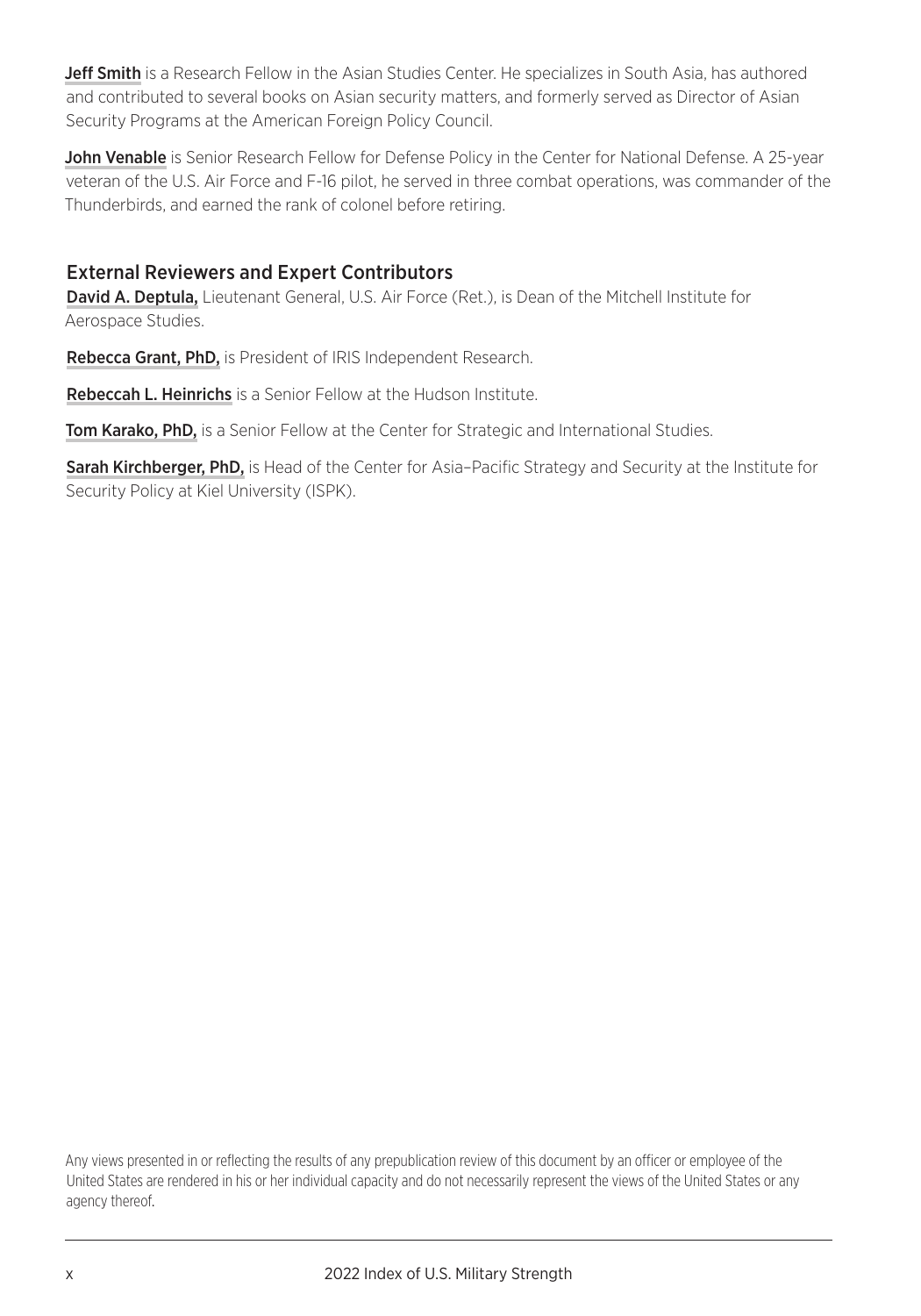**Jeff Smith** is a Research Fellow in the Asian Studies Center. He specializes in South Asia, has authored and contributed to several books on Asian security matters, and formerly served as Director of Asian Security Programs at the American Foreign Policy Council.

**John Venable** is Senior Research Fellow for Defense Policy in the Center for National Defense. A 25-year veteran of the U.S. Air Force and F-16 pilot, he served in three combat operations, was commander of the Thunderbirds, and earned the rank of colonel before retiring.

## External Reviewers and Expert Contributors

**David A. Deptula,** Lieutenant General, U.S. Air Force (Ret.), is Dean of the Mitchell Institute for Aerospace Studies.

**Rebecca Grant, PhD,** is President of IRIS Independent Research.

**Rebeccah L. Heinrichs** is a Senior Fellow at the Hudson Institute.

**Tom Karako, PhD,** is a Senior Fellow at the Center for Strategic and International Studies.

**Sarah Kirchberger, PhD,** is Head of the Center for Asia–Pacific Strategy and Security at the Institute for Security Policy at Kiel University (ISPK).

Any views presented in or reflecting the results of any prepublication review of this document by an officer or employee of the United States are rendered in his or her individual capacity and do not necessarily represent the views of the United States or any agency thereof.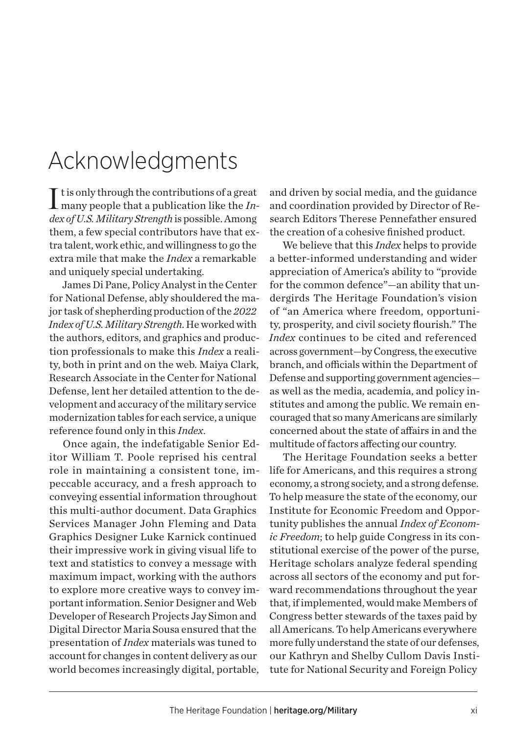# Acknowledgments

It is only through the contributions of a great many people that a publication like the *Index of U.S. Military Strength* is possible. Among them, a few special contributors have that extra talent, work ethic, and willingness to go the extra mile that make the *Index* a remarkable and uniquely special undertaking.

James Di Pane, Policy Analyst in the Center for National Defense, ably shouldered the major task of shepherding production of the *2022 Index of U.S. Military Strength*. He worked with the authors, editors, and graphics and production professionals to make this *Index* a reality, both in print and on the web. Maiya Clark, Research Associate in the Center for National Defense, lent her detailed attention to the development and accuracy of the military service modernization tables for each service, a unique reference found only in this *Index*.

Once again, the indefatigable Senior Editor William T. Poole reprised his central role in maintaining a consistent tone, impeccable accuracy, and a fresh approach to conveying essential information throughout this multi-author document. Data Graphics Services Manager John Fleming and Data Graphics Designer Luke Karnick continued their impressive work in giving visual life to text and statistics to convey a message with maximum impact, working with the authors to explore more creative ways to convey important information. Senior Designer and Web Developer of Research Projects Jay Simon and Digital Director Maria Sousa ensured that the presentation of *Index* materials was tuned to account for changes in content delivery as our world becomes increasingly digital, portable, and driven by social media, and the guidance and coordination provided by Director of Research Editors Therese Pennefather ensured the creation of a cohesive finished product.

We believe that this *Index* helps to provide a better-informed understanding and wider appreciation of America's ability to "provide for the common defence"—an ability that undergirds The Heritage Foundation's vision of "an America where freedom, opportunity, prosperity, and civil society flourish." The *Index* continues to be cited and referenced across government—by Congress, the executive branch, and officials within the Department of Defense and supporting government agencies—as well as the media, academia, and policy institutes and among the public. We remain encouraged that so many Americans are similarly concerned about the state of affairs in and the multitude of factors affecting our country.

The Heritage Foundation seeks a better life for Americans, and this requires a strong economy, a strong society, and a strong defense. To help measure the state of the economy, our Institute for Economic Freedom and Opportunity publishes the annual *Index of Economic Freedom*; to help guide Congress in its constitutional exercise of the power of the purse, Heritage scholars analyze federal spending across all sectors of the economy and put forward recommendations throughout the year that, if implemented, would make Members of Congress better stewards of the taxes paid by all Americans. To help Americans everywhere more fully understand the state of our defenses, our Kathryn and Shelby Cullom Davis Institute for National Security and Foreign Policy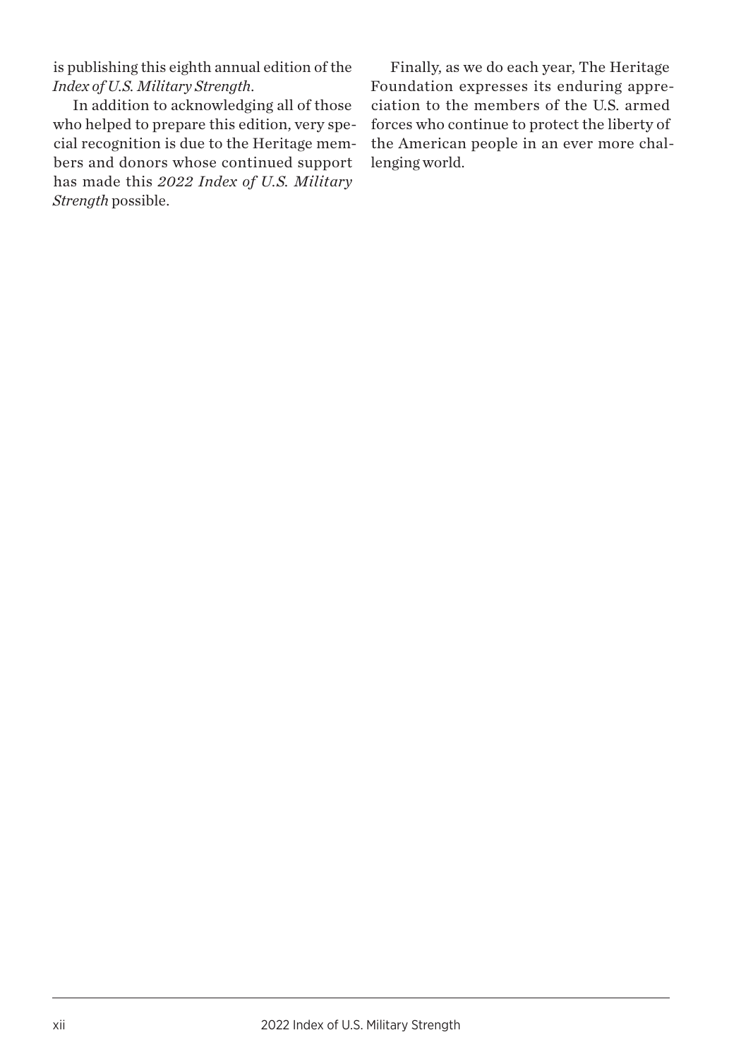is publishing this eighth annual edition of the *Index of U.S. Military Strength*.

In addition to acknowledging all of those who helped to prepare this edition, very special recognition is due to the Heritage members and donors whose continued support has made this *2022 Index of U.S. Military Strength* possible.

Finally, as we do each year, The Heritage Foundation expresses its enduring appreciation to the members of the U.S. armed forces who continue to protect the liberty of the American people in an ever more challenging world.